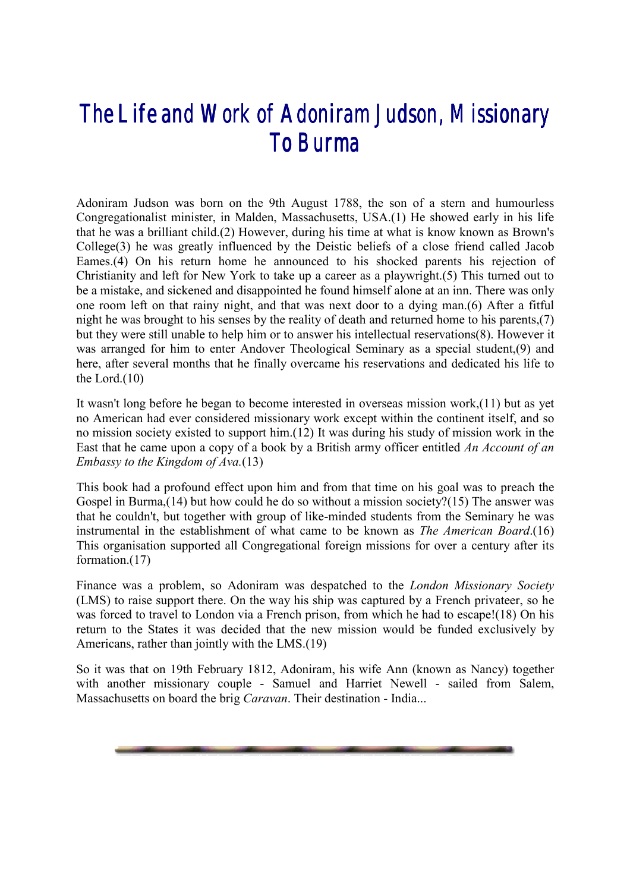# The Life and Work of Adoniram Judson, Missionary To Burma

Adoniram Judson was born on the 9th August 1788, the son of a stern and humourless Congregationalist minister, in Malden, Massachusetts, USA.(1) He showed early in his life that he was a brilliant child.(2) However, during his time at what is know known as Brown's College(3) he was greatly influenced by the Deistic beliefs of a close friend called Jacob Eames.(4) On his return home he announced to his shocked parents his rejection of Christianity and left for New York to take up a career as a playwright.(5) This turned out to be a mistake, and sickened and disappointed he found himself alone at an inn. There was only one room left on that rainy night, and that was next door to a dying man.(6) After a fitful night he was brought to his senses by the reality of death and returned home to his parents,(7) but they were still unable to help him or to answer his intellectual reservations(8). However it was arranged for him to enter Andover Theological Seminary as a special student,(9) and here, after several months that he finally overcame his reservations and dedicated his life to the Lord.(10)

It wasn't long before he began to become interested in overseas mission work,(11) but as yet no American had ever considered missionary work except within the continent itself, and so no mission society existed to support him.(12) It was during his study of mission work in the East that he came upon a copy of a book by a British army officer entitled *An Account of an Embassy to the Kingdom of Ava.*(13)

This book had a profound effect upon him and from that time on his goal was to preach the Gospel in Burma,(14) but how could he do so without a mission society?(15) The answer was that he couldn't, but together with group of like-minded students from the Seminary he was instrumental in the establishment of what came to be known as *The American Board*.(16) This organisation supported all Congregational foreign missions for over a century after its formation.(17)

Finance was a problem, so Adoniram was despatched to the *London Missionary Society* (LMS) to raise support there. On the way his ship was captured by a French privateer, so he was forced to travel to London via a French prison, from which he had to escape!(18) On his return to the States it was decided that the new mission would be funded exclusively by Americans, rather than jointly with the LMS.(19)

So it was that on 19th February 1812, Adoniram, his wife Ann (known as Nancy) together with another missionary couple - Samuel and Harriet Newell - sailed from Salem, Massachusetts on board the brig *Caravan*. Their destination - India...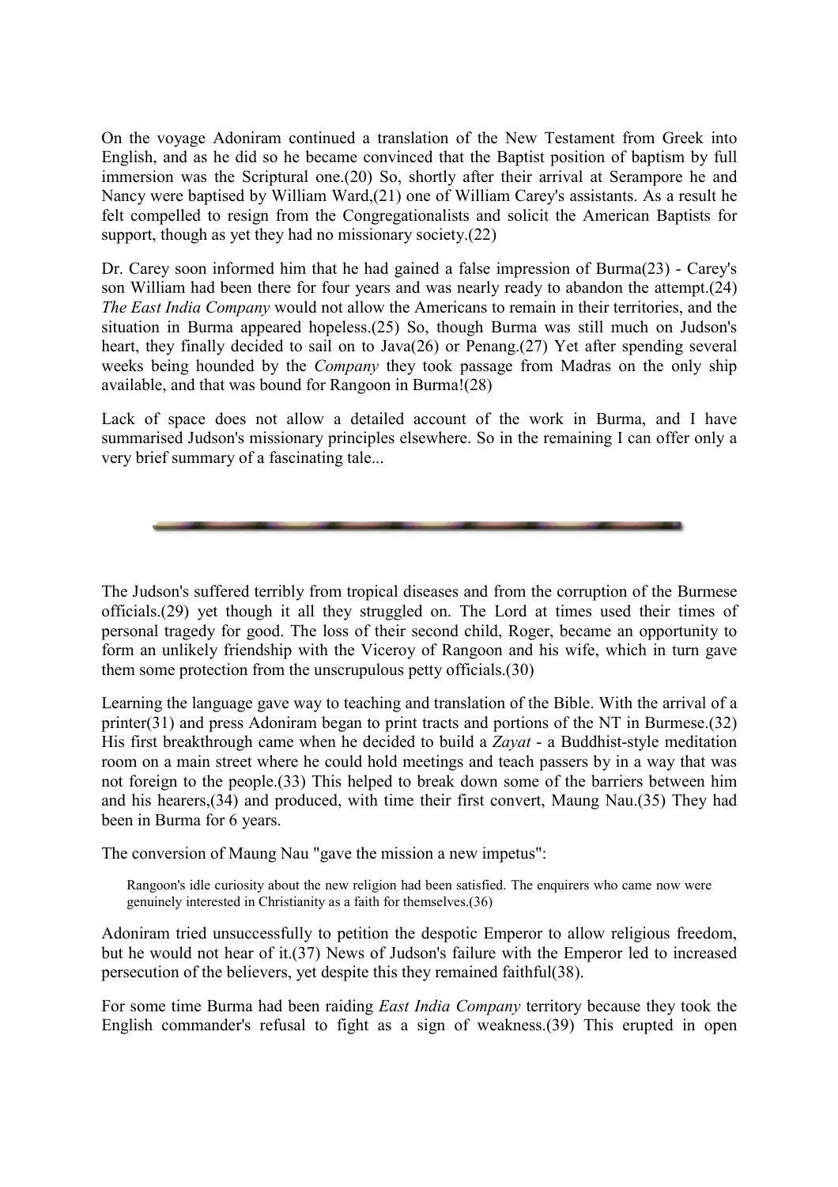On the voyage Adoniram continued a translation of the New Testament from Greek into English, and as he did so he became convinced that the Baptist position of baptism by full immersion was the Scriptural one.(20) So, shortly after their arrival at Serampore he and Nancy were baptised by William Ward,(21) one of William Carey's assistants. As a result he felt compelled to resign from the Congregationalists and solicit the American Baptists for support, though as yet they had no missionary society.(22)

Dr. Carey soon informed him that he had gained a false impression of Burma(23) - Carey's son William had been there for four years and was nearly ready to abandon the attempt.(24) *The East India Company* would not allow the Americans to remain in their territories, and the situation in Burma appeared hopeless.(25) So, though Burma was still much on Judson's heart, they finally decided to sail on to Java(26) or Penang.(27) Yet after spending several weeks being hounded by the *Company* they took passage from Madras on the only ship available, and that was bound for Rangoon in Burma!(28)

Lack of space does not allow a detailed account of the work in Burma, and I have summarised Judson's missionary principles elsewhere. So in the remaining I can offer only a very brief summary of a fascinating tale...

---

The Judson's suffered terribly from tropical diseases and from the corruption of the Burmese officials.(29) yet though it all they struggled on. The Lord at times used their times of personal tragedy for good. The loss of their second child, Roger, became an opportunity to form an unlikely friendship with the Viceroy of Rangoon and his wife, which in turn gave them some protection from the unscrupulous petty officials.(30)

Learning the language gave way to teaching and translation of the Bible. With the arrival of a printer(31) and press Adoniram began to print tracts and portions of the NT in Burmese.(32) His first breakthrough came when he decided to build a *Zayat* - a Buddhist-style meditation room on a main street where he could hold meetings and teach passers by in a way that was not foreign to the people.(33) This helped to break down some of the barriers between him and his hearers,(34) and produced, with time their first convert, Maung Nau.(35) They had been in Burma for 6 years.

The conversion of Maung Nau "gave the mission a new impetus":

> Rangoon's idle curiosity about the new religion had been satisfied. The enquirers who came now were genuinely interested in Christianity as a faith for themselves.(36)

Adoniram tried unsuccessfully to petition the despotic Emperor to allow religious freedom, but he would not hear of it.(37) News of Judson's failure with the Emperor led to increased persecution of the believers, yet despite this they remained faithful(38).

For some time Burma had been raiding *East India Company* territory because they took the English commander's refusal to fight as a sign of weakness.(39) This erupted in open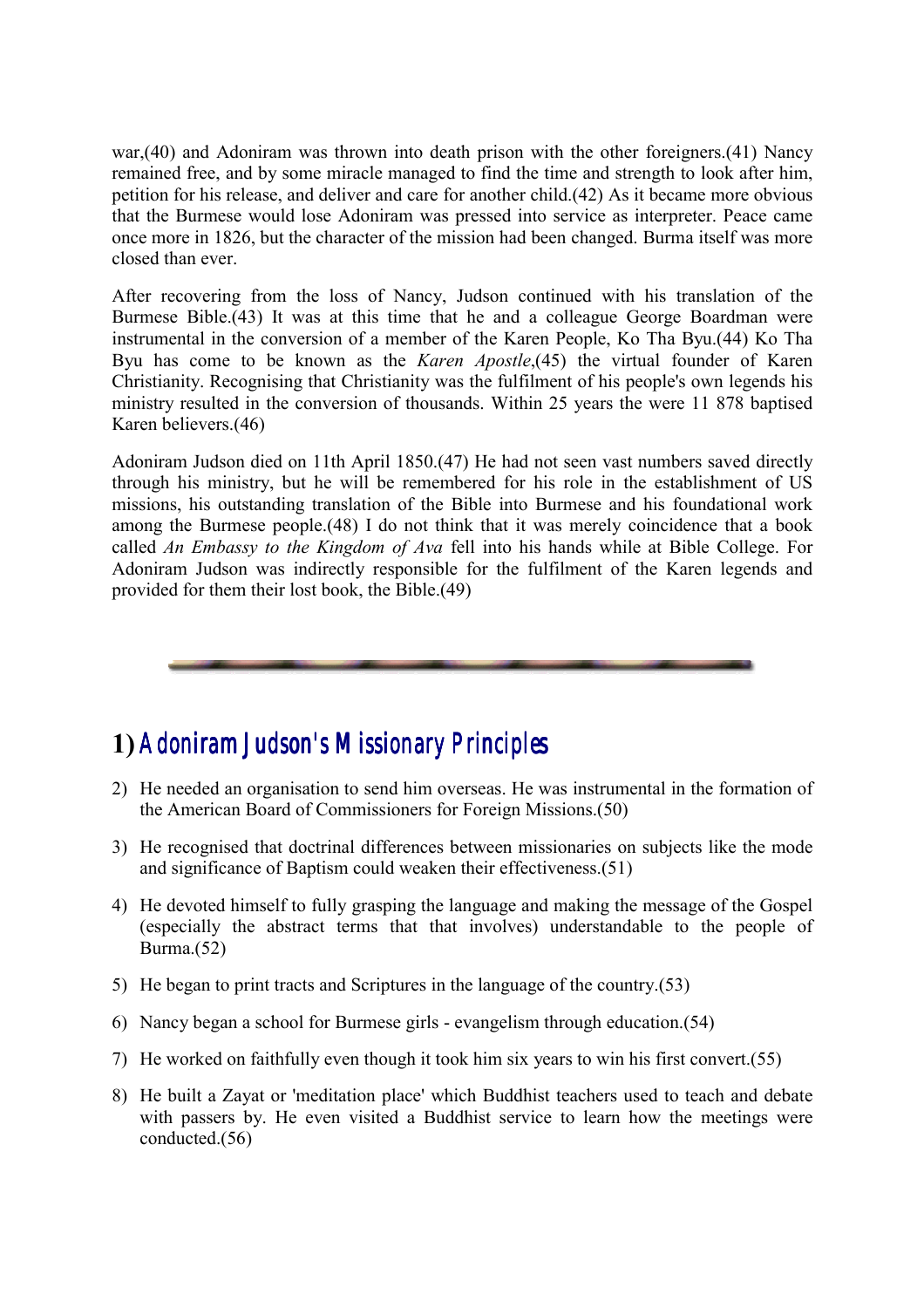war,(40) and Adoniram was thrown into death prison with the other foreigners.(41) Nancy remained free, and by some miracle managed to find the time and strength to look after him, petition for his release, and deliver and care for another child.(42) As it became more obvious that the Burmese would lose Adoniram was pressed into service as interpreter. Peace came once more in 1826, but the character of the mission had been changed. Burma itself was more closed than ever.

After recovering from the loss of Nancy, Judson continued with his translation of the Burmese Bible.(43) It was at this time that he and a colleague George Boardman were instrumental in the conversion of a member of the Karen People, Ko Tha Byu.(44) Ko Tha Byu has come to be known as the *Karen Apostle*,(45) the virtual founder of Karen Christianity. Recognising that Christianity was the fulfilment of his people's own legends his ministry resulted in the conversion of thousands. Within 25 years the were 11 878 baptised Karen believers.(46)

Adoniram Judson died on 11th April 1850.(47) He had not seen vast numbers saved directly through his ministry, but he will be remembered for his role in the establishment of US missions, his outstanding translation of the Bible into Burmese and his foundational work among the Burmese people.(48) I do not think that it was merely coincidence that a book called *An Embassy to the Kingdom of Ava* fell into his hands while at Bible College. For Adoniram Judson was indirectly responsible for the fulfilment of the Karen legends and provided for them their lost book, the Bible.(49)

---

## 1) Adoniram Judson's Missionary Principles

2) He needed an organisation to send him overseas. He was instrumental in the formation of the American Board of Commissioners for Foreign Missions.(50)
3) He recognised that doctrinal differences between missionaries on subjects like the mode and significance of Baptism could weaken their effectiveness.(51)
4) He devoted himself to fully grasping the language and making the message of the Gospel (especially the abstract terms that that involves) understandable to the people of Burma.(52)
5) He began to print tracts and Scriptures in the language of the country.(53)
6) Nancy began a school for Burmese girls - evangelism through education.(54)
7) He worked on faithfully even though it took him six years to win his first convert.(55)
8) He built a Zayat or 'meditation place' which Buddhist teachers used to teach and debate with passers by. He even visited a Buddhist service to learn how the meetings were conducted.(56)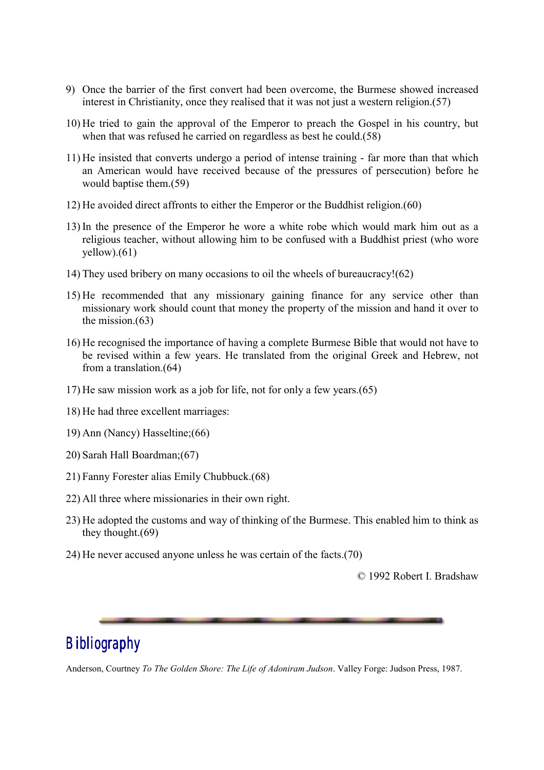9) Once the barrier of the first convert had been overcome, the Burmese showed increased interest in Christianity, once they realised that it was not just a western religion.(57)

10) He tried to gain the approval of the Emperor to preach the Gospel in his country, but when that was refused he carried on regardless as best he could.(58)

11) He insisted that converts undergo a period of intense training - far more than that which an American would have received because of the pressures of persecution) before he would baptise them.(59)

12) He avoided direct affronts to either the Emperor or the Buddhist religion.(60)

13) In the presence of the Emperor he wore a white robe which would mark him out as a religious teacher, without allowing him to be confused with a Buddhist priest (who wore yellow).(61)

14) They used bribery on many occasions to oil the wheels of bureaucracy!(62)

15) He recommended that any missionary gaining finance for any service other than missionary work should count that money the property of the mission and hand it over to the mission.(63)

16) He recognised the importance of having a complete Burmese Bible that would not have to be revised within a few years. He translated from the original Greek and Hebrew, not from a translation.(64)

17) He saw mission work as a job for life, not for only a few years.(65)

18) He had three excellent marriages:

19) Ann (Nancy) Hasseltine;(66)

20) Sarah Hall Boardman;(67)

21) Fanny Forester alias Emily Chubbuck.(68)

22) All three where missionaries in their own right.

23) He adopted the customs and way of thinking of the Burmese. This enabled him to think as they thought.(69)

24) He never accused anyone unless he was certain of the facts.(70)

© 1992 Robert I. Bradshaw

---

## Bibliography

Anderson, Courtney *To The Golden Shore: The Life of Adoniram Judson*. Valley Forge: Judson Press, 1987.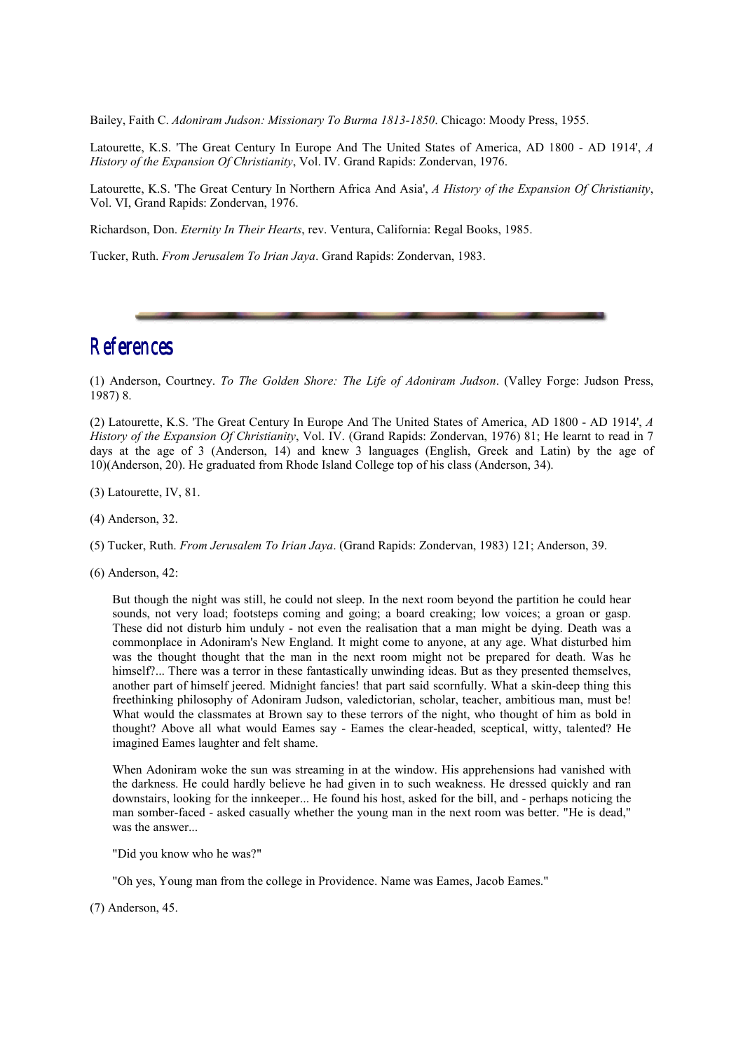Bailey, Faith C. *Adoniram Judson: Missionary To Burma 1813-1850*. Chicago: Moody Press, 1955.

Latourette, K.S. 'The Great Century In Europe And The United States of America, AD 1800 - AD 1914', *A History of the Expansion Of Christianity*, Vol. IV. Grand Rapids: Zondervan, 1976.

Latourette, K.S. 'The Great Century In Northern Africa And Asia', *A History of the Expansion Of Christianity*, Vol. VI, Grand Rapids: Zondervan, 1976.

Richardson, Don. *Eternity In Their Hearts*, rev. Ventura, California: Regal Books, 1985.

Tucker, Ruth. *From Jerusalem To Irian Jaya*. Grand Rapids: Zondervan, 1983.

---

# References

(1) Anderson, Courtney. *To The Golden Shore: The Life of Adoniram Judson*. (Valley Forge: Judson Press, 1987) 8.

(2) Latourette, K.S. 'The Great Century In Europe And The United States of America, AD 1800 - AD 1914', *A History of the Expansion Of Christianity*, Vol. IV. (Grand Rapids: Zondervan, 1976) 81; He learnt to read in 7 days at the age of 3 (Anderson, 14) and knew 3 languages (English, Greek and Latin) by the age of 10)(Anderson, 20). He graduated from Rhode Island College top of his class (Anderson, 34).

(3) Latourette, IV, 81.

(4) Anderson, 32.

(5) Tucker, Ruth. *From Jerusalem To Irian Jaya*. (Grand Rapids: Zondervan, 1983) 121; Anderson, 39.

(6) Anderson, 42:

> But though the night was still, he could not sleep. In the next room beyond the partition he could hear sounds, not very load; footsteps coming and going; a board creaking; low voices; a groan or gasp. These did not disturb him unduly - not even the realisation that a man might be dying. Death was a commonplace in Adoniram's New England. It might come to anyone, at any age. What disturbed him was the thought thought that the man in the next room might not be prepared for death. Was he himself?... There was a terror in these fantastically unwinding ideas. But as they presented themselves, another part of himself jeered. Midnight fancies! that part said scornfully. What a skin-deep thing this freethinking philosophy of Adoniram Judson, valedictorian, scholar, teacher, ambitious man, must be! What would the classmates at Brown say to these terrors of the night, who thought of him as bold in thought? Above all what would Eames say - Eames the clear-headed, sceptical, witty, talented? He imagined Eames laughter and felt shame.
>
> When Adoniram woke the sun was streaming in at the window. His apprehensions had vanished with the darkness. He could hardly believe he had given in to such weakness. He dressed quickly and ran downstairs, looking for the innkeeper... He found his host, asked for the bill, and - perhaps noticing the man somber-faced - asked casually whether the young man in the next room was better. "He is dead," was the answer...
>
> "Did you know who he was?"
>
> "Oh yes, Young man from the college in Providence. Name was Eames, Jacob Eames."

(7) Anderson, 45.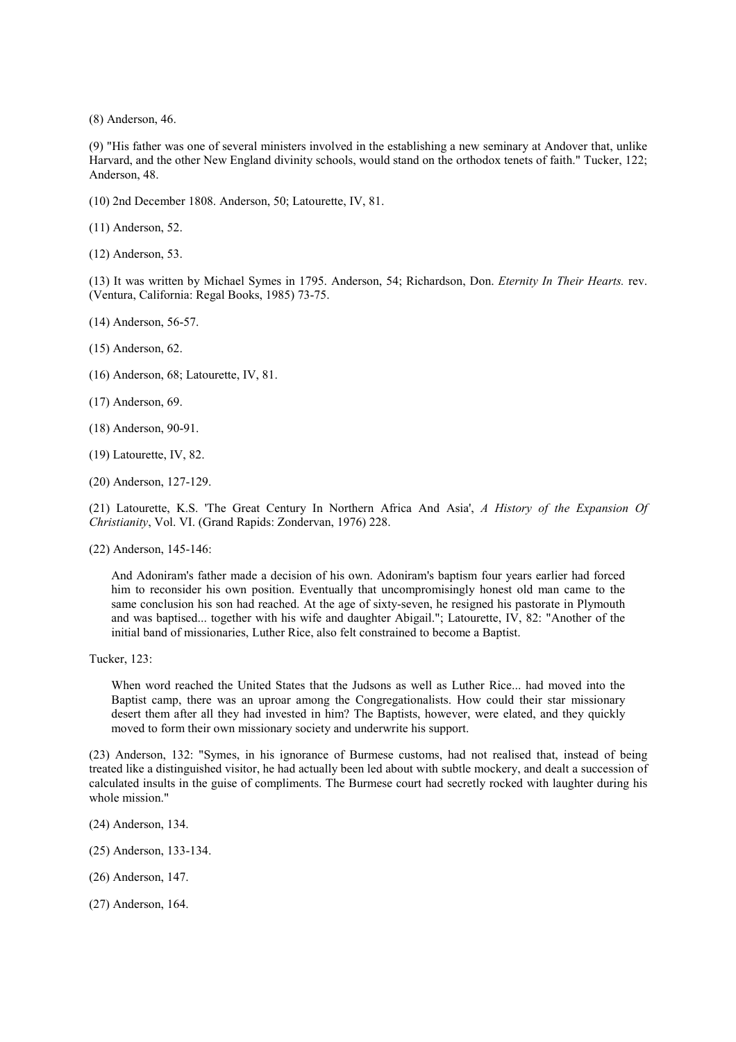(8) Anderson, 46.

(9) "His father was one of several ministers involved in the establishing a new seminary at Andover that, unlike Harvard, and the other New England divinity schools, would stand on the orthodox tenets of faith." Tucker, 122; Anderson, 48.

(10) 2nd December 1808. Anderson, 50; Latourette, IV, 81.

(11) Anderson, 52.

(12) Anderson, 53.

(13) It was written by Michael Symes in 1795. Anderson, 54; Richardson, Don. *Eternity In Their Hearts.* rev. (Ventura, California: Regal Books, 1985) 73-75.

(14) Anderson, 56-57.

(15) Anderson, 62.

(16) Anderson, 68; Latourette, IV, 81.

(17) Anderson, 69.

(18) Anderson, 90-91.

(19) Latourette, IV, 82.

(20) Anderson, 127-129.

(21) Latourette, K.S. 'The Great Century In Northern Africa And Asia', *A History of the Expansion Of Christianity*, Vol. VI. (Grand Rapids: Zondervan, 1976) 228.

(22) Anderson, 145-146:

> And Adoniram's father made a decision of his own. Adoniram's baptism four years earlier had forced him to reconsider his own position. Eventually that uncompromisingly honest old man came to the same conclusion his son had reached. At the age of sixty-seven, he resigned his pastorate in Plymouth and was baptised... together with his wife and daughter Abigail."; Latourette, IV, 82: "Another of the initial band of missionaries, Luther Rice, also felt constrained to become a Baptist.

Tucker, 123:

> When word reached the United States that the Judsons as well as Luther Rice... had moved into the Baptist camp, there was an uproar among the Congregationalists. How could their star missionary desert them after all they had invested in him? The Baptists, however, were elated, and they quickly moved to form their own missionary society and underwrite his support.

(23) Anderson, 132: "Symes, in his ignorance of Burmese customs, had not realised that, instead of being treated like a distinguished visitor, he had actually been led about with subtle mockery, and dealt a succession of calculated insults in the guise of compliments. The Burmese court had secretly rocked with laughter during his whole mission."

(24) Anderson, 134.

(25) Anderson, 133-134.

(26) Anderson, 147.

(27) Anderson, 164.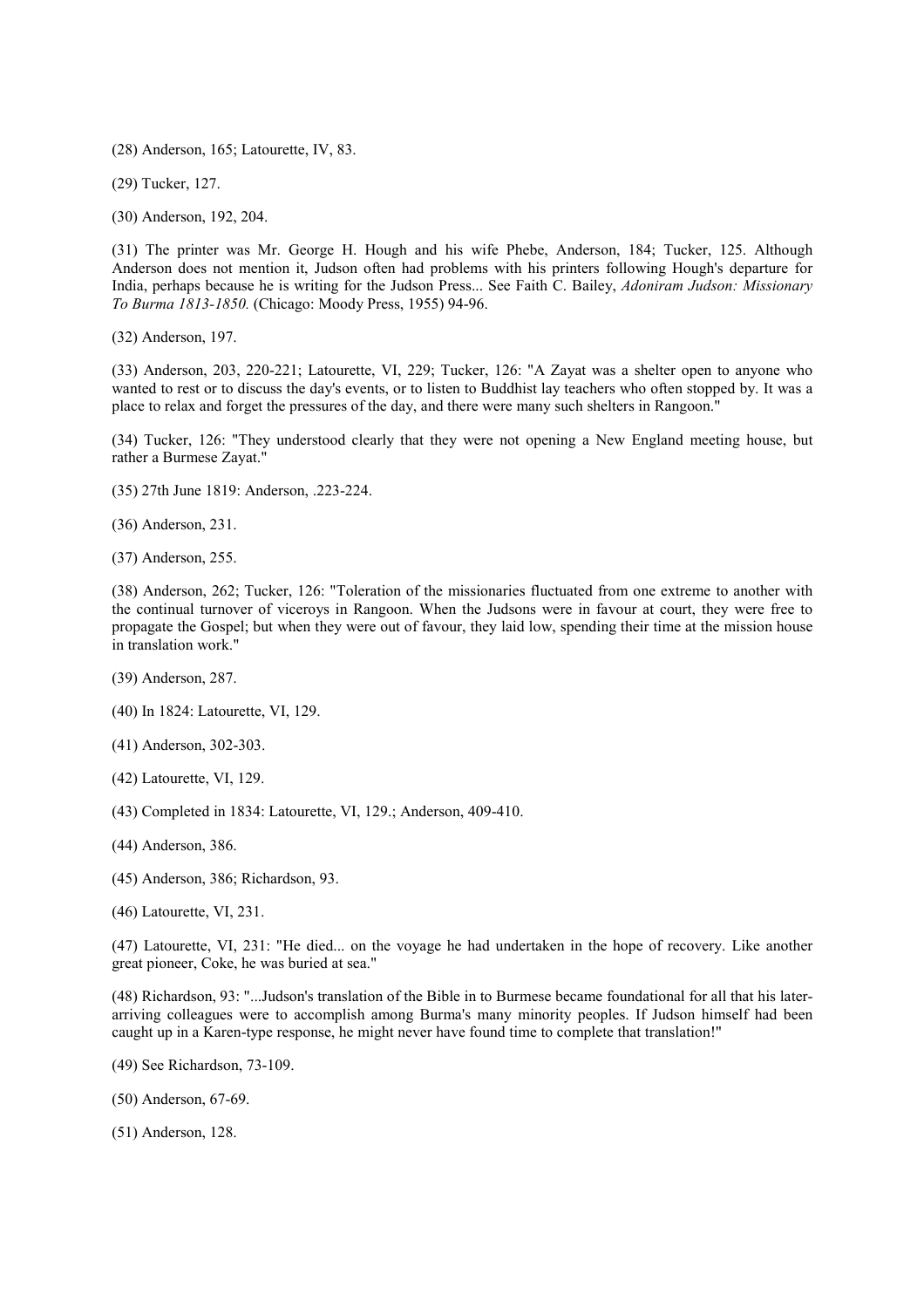(28) Anderson, 165; Latourette, IV, 83.

(29) Tucker, 127.

(30) Anderson, 192, 204.

(31) The printer was Mr. George H. Hough and his wife Phebe, Anderson, 184; Tucker, 125. Although Anderson does not mention it, Judson often had problems with his printers following Hough's departure for India, perhaps because he is writing for the Judson Press... See Faith C. Bailey, *Adoniram Judson: Missionary To Burma 1813-1850.* (Chicago: Moody Press, 1955) 94-96.

(32) Anderson, 197.

(33) Anderson, 203, 220-221; Latourette, VI, 229; Tucker, 126: "A Zayat was a shelter open to anyone who wanted to rest or to discuss the day's events, or to listen to Buddhist lay teachers who often stopped by. It was a place to relax and forget the pressures of the day, and there were many such shelters in Rangoon."

(34) Tucker, 126: "They understood clearly that they were not opening a New England meeting house, but rather a Burmese Zayat."

(35) 27th June 1819: Anderson, .223-224.

(36) Anderson, 231.

(37) Anderson, 255.

(38) Anderson, 262; Tucker, 126: "Toleration of the missionaries fluctuated from one extreme to another with the continual turnover of viceroys in Rangoon. When the Judsons were in favour at court, they were free to propagate the Gospel; but when they were out of favour, they laid low, spending their time at the mission house in translation work."

(39) Anderson, 287.

(40) In 1824: Latourette, VI, 129.

(41) Anderson, 302-303.

(42) Latourette, VI, 129.

(43) Completed in 1834: Latourette, VI, 129.; Anderson, 409-410.

(44) Anderson, 386.

(45) Anderson, 386; Richardson, 93.

(46) Latourette, VI, 231.

(47) Latourette, VI, 231: "He died... on the voyage he had undertaken in the hope of recovery. Like another great pioneer, Coke, he was buried at sea."

(48) Richardson, 93: "...Judson's translation of the Bible in to Burmese became foundational for all that his later-arriving colleagues were to accomplish among Burma's many minority peoples. If Judson himself had been caught up in a Karen-type response, he might never have found time to complete that translation!"

(49) See Richardson, 73-109.

(50) Anderson, 67-69.

(51) Anderson, 128.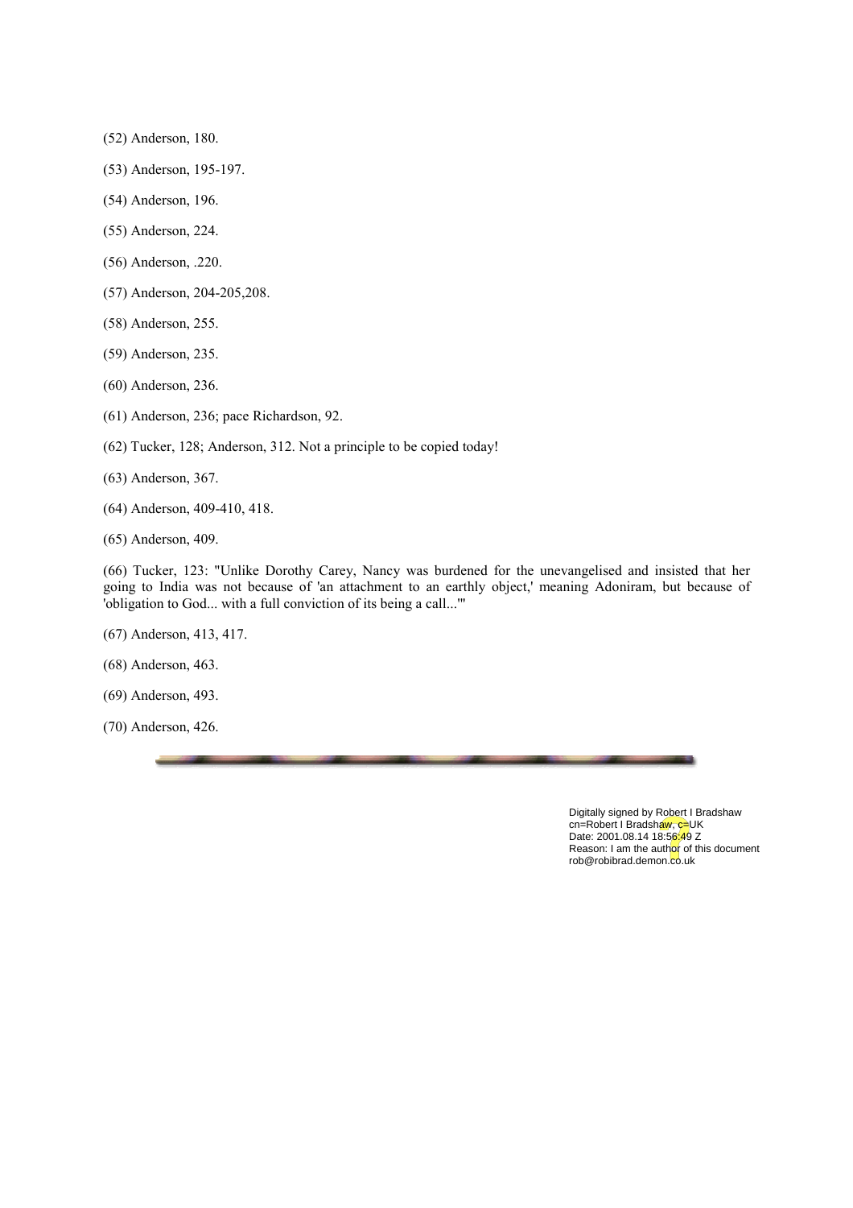(52) Anderson, 180.

(53) Anderson, 195-197.

(54) Anderson, 196.

(55) Anderson, 224.

(56) Anderson, .220.

(57) Anderson, 204-205,208.

(58) Anderson, 255.

(59) Anderson, 235.

(60) Anderson, 236.

(61) Anderson, 236; pace Richardson, 92.

(62) Tucker, 128; Anderson, 312. Not a principle to be copied today!

(63) Anderson, 367.

(64) Anderson, 409-410, 418.

(65) Anderson, 409.

(66) Tucker, 123: "Unlike Dorothy Carey, Nancy was burdened for the unevangelised and insisted that her going to India was not because of 'an attachment to an earthly object,' meaning Adoniram, but because of 'obligation to God... with a full conviction of its being a call...'"

(67) Anderson, 413, 417.

(68) Anderson, 463.

(69) Anderson, 493.

(70) Anderson, 426.

Digitally signed by Robert I Bradshaw
cn=Robert I Bradshaw, c=UK
Date: 2001.08.14 18:56:49 Z
Reason: I am the author of this document
rob@robibrad.demon.co.uk